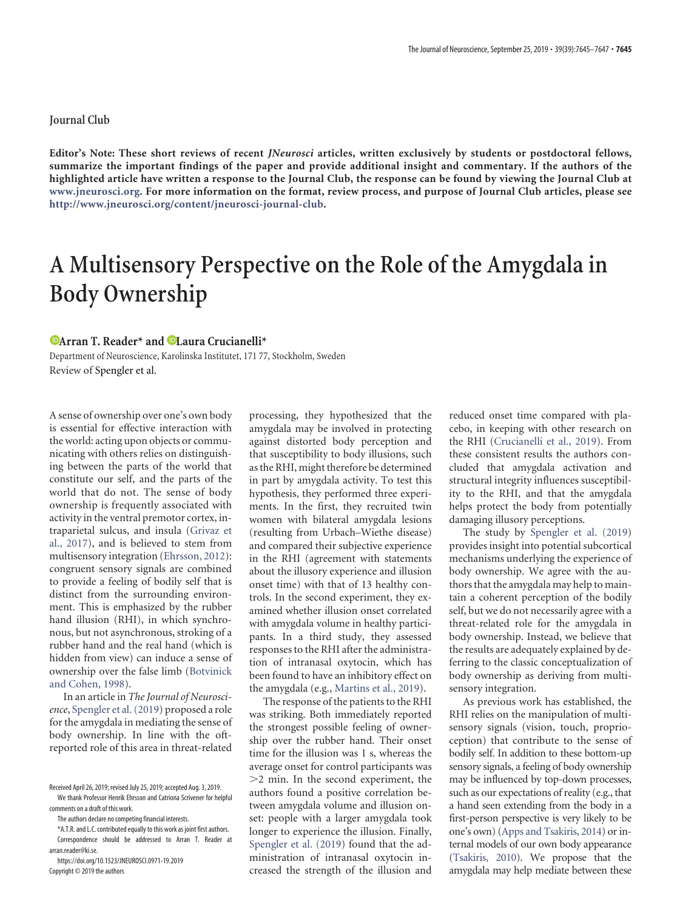Journal Club

**Editor's Note: These short reviews of recent *JNeurosci* articles, written exclusively by students or postdoctoral fellows, summarize the important findings of the paper and provide additional insight and commentary. If the authors of the highlighted article have written a response to the Journal Club, the response can be found by viewing the Journal Club at www.jneurosci.org. For more information on the format, review process, and purpose of Journal Club articles, please see http://www.jneurosci.org/content/jneurosci-journal-club.**

# A Multisensory Perspective on the Role of the Amygdala in Body Ownership

**Arran T. Reader\* and Laura Crucianelli\***

Department of Neuroscience, Karolinska Institutet, 171 77, Stockholm, Sweden

Review of Spengler et al.

A sense of ownership over one's own body is essential for effective interaction with the world: acting upon objects or communicating with others relies on distinguishing between the parts of the world that constitute our self, and the parts of the world that do not. The sense of body ownership is frequently associated with activity in the ventral premotor cortex, intraparietal sulcus, and insula (Grivaz et al., 2017), and is believed to stem from multisensory integration (Ehrsson, 2012): congruent sensory signals are combined to provide a feeling of bodily self that is distinct from the surrounding environment. This is emphasized by the rubber hand illusion (RHI), in which synchronous, but not asynchronous, stroking of a rubber hand and the real hand (which is hidden from view) can induce a sense of ownership over the false limb (Botvinick and Cohen, 1998).

In an article in *The Journal of Neuroscience*, Spengler et al. (2019) proposed a role for the amygdala in mediating the sense of body ownership. In line with the oft-reported role of this area in threat-related processing, they hypothesized that the amygdala may be involved in protecting against distorted body perception and that susceptibility to body illusions, such as the RHI, might therefore be determined in part by amygdala activity. To test this hypothesis, they performed three experiments. In the first, they recruited twin women with bilateral amygdala lesions (resulting from Urbach–Wiethe disease) and compared their subjective experience in the RHI (agreement with statements about the illusory experience and illusion onset time) with that of 13 healthy controls. In the second experiment, they examined whether illusion onset correlated with amygdala volume in healthy participants. In a third study, they assessed responses to the RHI after the administration of intranasal oxytocin, which has been found to have an inhibitory effect on the amygdala (e.g., Martins et al., 2019).

The response of the patients to the RHI was striking. Both immediately reported the strongest possible feeling of ownership over the rubber hand. Their onset time for the illusion was 1 s, whereas the average onset for control participants was >2 min. In the second experiment, the authors found a positive correlation between amygdala volume and illusion onset: people with a larger amygdala took longer to experience the illusion. Finally, Spengler et al. (2019) found that the administration of intranasal oxytocin increased the strength of the illusion and reduced onset time compared with placebo, in keeping with other research on the RHI (Crucianelli et al., 2019). From these consistent results the authors concluded that amygdala activation and structural integrity influences susceptibility to the RHI, and that the amygdala helps protect the body from potentially damaging illusory perceptions.

The study by Spengler et al. (2019) provides insight into potential subcortical mechanisms underlying the experience of body ownership. We agree with the authors that the amygdala may help to maintain a coherent perception of the bodily self, but we do not necessarily agree with a threat-related role for the amygdala in body ownership. Instead, we believe that the results are adequately explained by deferring to the classic conceptualization of body ownership as deriving from multisensory integration.

As previous work has established, the RHI relies on the manipulation of multisensory signals (vision, touch, proprioception) that contribute to the sense of bodily self. In addition to these bottom-up sensory signals, a feeling of body ownership may be influenced by top-down processes, such as our expectations of reality (e.g., that a hand seen extending from the body in a first-person perspective is very likely to be one's own) (Apps and Tsakiris, 2014) or internal models of our own body appearance (Tsakiris, 2010). We propose that the amygdala may help mediate between these

Received April 26, 2019; revised July 25, 2019; accepted Aug. 3, 2019.

We thank Professor Henrik Ehrsson and Catriona Scrivener for helpful comments on a draft of this work.

The authors declare no competing financial interests.

\*A.T.R. and L.C. contributed equally to this work as joint first authors.

Correspondence should be addressed to Arran T. Reader at arran.reader@ki.se.

https://doi.org/10.1523/JNEUROSCI.0971-19.2019

Copyright © 2019 the authors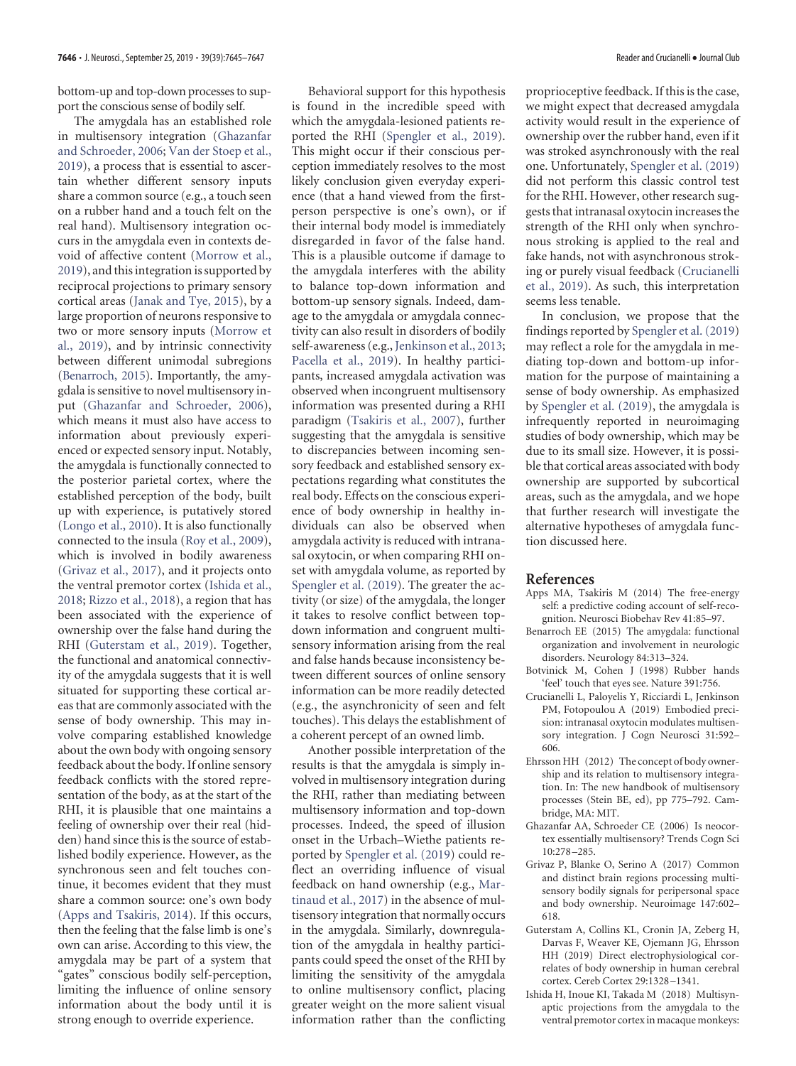bottom-up and top-down processes to support the conscious sense of bodily self.

The amygdala has an established role in multisensory integration (Ghazanfar and Schroeder, 2006; Van der Stoep et al., 2019), a process that is essential to ascertain whether different sensory inputs share a common source (e.g., a touch seen on a rubber hand and a touch felt on the real hand). Multisensory integration occurs in the amygdala even in contexts devoid of affective content (Morrow et al., 2019), and this integration is supported by reciprocal projections to primary sensory cortical areas (Janak and Tye, 2015), by a large proportion of neurons responsive to two or more sensory inputs (Morrow et al., 2019), and by intrinsic connectivity between different unimodal subregions (Benarroch, 2015). Importantly, the amygdala is sensitive to novel multisensory input (Ghazanfar and Schroeder, 2006), which means it must also have access to information about previously experienced or expected sensory input. Notably, the amygdala is functionally connected to the posterior parietal cortex, where the established perception of the body, built up with experience, is putatively stored (Longo et al., 2010). It is also functionally connected to the insula (Roy et al., 2009), which is involved in bodily awareness (Grivaz et al., 2017), and it projects onto the ventral premotor cortex (Ishida et al., 2018; Rizzo et al., 2018), a region that has been associated with the experience of ownership over the false hand during the RHI (Guterstam et al., 2019). Together, the functional and anatomical connectivity of the amygdala suggests that it is well situated for supporting these cortical areas that are commonly associated with the sense of body ownership. This may involve comparing established knowledge about the own body with ongoing sensory feedback about the body. If online sensory feedback conflicts with the stored representation of the body, as at the start of the RHI, it is plausible that one maintains a feeling of ownership over their real (hidden) hand since this is the source of established bodily experience. However, as the synchronous seen and felt touches continue, it becomes evident that they must share a common source: one's own body (Apps and Tsakiris, 2014). If this occurs, then the feeling that the false limb is one's own can arise. According to this view, the amygdala may be part of a system that "gates" conscious bodily self-perception, limiting the influence of online sensory information about the body until it is strong enough to override experience.

Behavioral support for this hypothesis is found in the incredible speed with which the amygdala-lesioned patients reported the RHI (Spengler et al., 2019). This might occur if their conscious perception immediately resolves to the most likely conclusion given everyday experience (that a hand viewed from the first-person perspective is one's own), or if their internal body model is immediately disregarded in favor of the false hand. This is a plausible outcome if damage to the amygdala interferes with the ability to balance top-down information and bottom-up sensory signals. Indeed, damage to the amygdala or amygdala connectivity can also result in disorders of bodily self-awareness (e.g., Jenkinson et al., 2013; Pacella et al., 2019). In healthy participants, increased amygdala activation was observed when incongruent multisensory information was presented during a RHI paradigm (Tsakiris et al., 2007), further suggesting that the amygdala is sensitive to discrepancies between incoming sensory feedback and established sensory expectations regarding what constitutes the real body. Effects on the conscious experience of body ownership in healthy individuals can also be observed when amygdala activity is reduced with intranasal oxytocin, or when comparing RHI onset with amygdala volume, as reported by Spengler et al. (2019). The greater the activity (or size) of the amygdala, the longer it takes to resolve conflict between top-down information and congruent multisensory information arising from the real and false hands because inconsistency between different sources of online sensory information can be more readily detected (e.g., the asynchronicity of seen and felt touches). This delays the establishment of a coherent percept of an owned limb.

Another possible interpretation of the results is that the amygdala is simply involved in multisensory integration during the RHI, rather than mediating between multisensory information and top-down processes. Indeed, the speed of illusion onset in the Urbach–Wiethe patients reported by Spengler et al. (2019) could reflect an overriding influence of visual feedback on hand ownership (e.g., Martinaud et al., 2017) in the absence of multisensory integration that normally occurs in the amygdala. Similarly, downregulation of the amygdala in healthy participants could speed the onset of the RHI by limiting the sensitivity of the amygdala to online multisensory conflict, placing greater weight on the more salient visual information rather than the conflicting proprioceptive feedback. If this is the case, we might expect that decreased amygdala activity would result in the experience of ownership over the rubber hand, even if it was stroked asynchronously with the real one. Unfortunately, Spengler et al. (2019) did not perform this classic control test for the RHI. However, other research suggests that intranasal oxytocin increases the strength of the RHI only when synchronous stroking is applied to the real and fake hands, not with asynchronous stroking or purely visual feedback (Crucianelli et al., 2019). As such, this interpretation seems less tenable.

In conclusion, we propose that the findings reported by Spengler et al. (2019) may reflect a role for the amygdala in mediating top-down and bottom-up information for the purpose of maintaining a sense of body ownership. As emphasized by Spengler et al. (2019), the amygdala is infrequently reported in neuroimaging studies of body ownership, which may be due to its small size. However, it is possible that cortical areas associated with body ownership are supported by subcortical areas, such as the amygdala, and we hope that further research will investigate the alternative hypotheses of amygdala function discussed here.

## References

Apps MA, Tsakiris M (2014) The free-energy self: a predictive coding account of self-recognition. Neurosci Biobehav Rev 41:85–97.

Benarroch EE (2015) The amygdala: functional organization and involvement in neurologic disorders. Neurology 84:313–324.

Botvinick M, Cohen J (1998) Rubber hands 'feel' touch that eyes see. Nature 391:756.

Crucianelli L, Paloyelis Y, Ricciardi L, Jenkinson PM, Fotopoulou A (2019) Embodied precision: intranasal oxytocin modulates multisensory integration. J Cogn Neurosci 31:592–606.

Ehrsson HH (2012) The concept of body ownership and its relation to multisensory integration. In: The new handbook of multisensory processes (Stein BE, ed), pp 775–792. Cambridge, MA: MIT.

Ghazanfar AA, Schroeder CE (2006) Is neocortex essentially multisensory? Trends Cogn Sci 10:278–285.

Grivaz P, Blanke O, Serino A (2017) Common and distinct brain regions processing multisensory bodily signals for peripersonal space and body ownership. Neuroimage 147:602–618.

Guterstam A, Collins KL, Cronin JA, Zeberg H, Darvas F, Weaver KE, Ojemann JG, Ehrsson HH (2019) Direct electrophysiological correlates of body ownership in human cerebral cortex. Cereb Cortex 29:1328–1341.

Ishida H, Inoue KI, Takada M (2018) Multisynaptic projections from the amygdala to the ventral premotor cortex in macaque monkeys: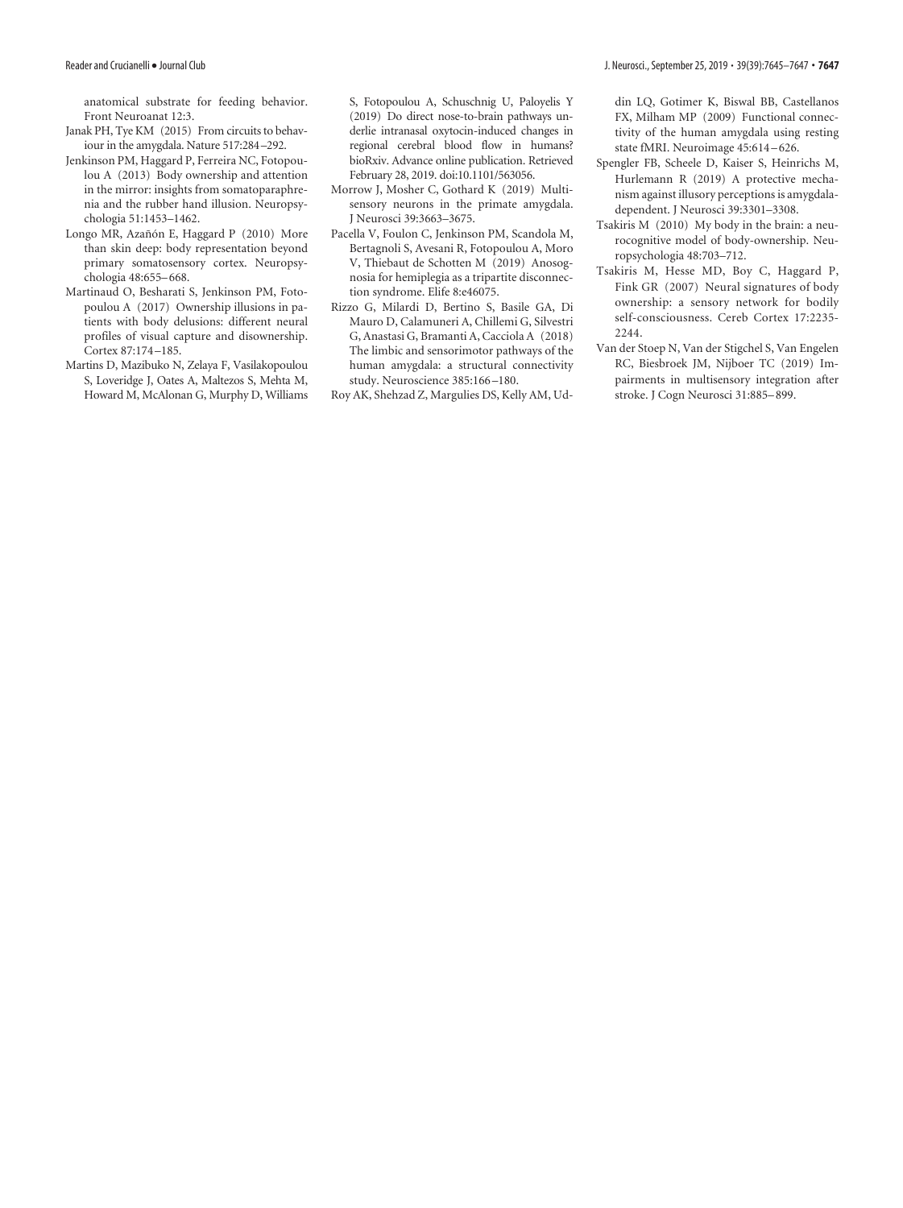anatomical substrate for feeding behavior. Front Neuroanat 12:3.

Janak PH, Tye KM (2015) From circuits to behaviour in the amygdala. Nature 517:284–292.

Jenkinson PM, Haggard P, Ferreira NC, Fotopoulou A (2013) Body ownership and attention in the mirror: insights from somatoparaphrenia and the rubber hand illusion. Neuropsychologia 51:1453–1462.

Longo MR, Azañón E, Haggard P (2010) More than skin deep: body representation beyond primary somatosensory cortex. Neuropsychologia 48:655–668.

Martinaud O, Besharati S, Jenkinson PM, Fotopoulou A (2017) Ownership illusions in patients with body delusions: different neural profiles of visual capture and disownership. Cortex 87:174–185.

Martins D, Mazibuko N, Zelaya F, Vasilakopoulou S, Loveridge J, Oates A, Maltezos S, Mehta M, Howard M, McAlonan G, Murphy D, Williams S, Fotopoulou A, Schuschnig U, Paloyelis Y (2019) Do direct nose-to-brain pathways underlie intranasal oxytocin-induced changes in regional cerebral blood flow in humans? bioRxiv. Advance online publication. Retrieved February 28, 2019. doi:10.1101/563056.

Morrow J, Mosher C, Gothard K (2019) Multisensory neurons in the primate amygdala. J Neurosci 39:3663–3675.

Pacella V, Foulon C, Jenkinson PM, Scandola M, Bertagnoli S, Avesani R, Fotopoulou A, Moro V, Thiebaut de Schotten M (2019) Anosognosia for hemiplegia as a tripartite disconnection syndrome. Elife 8:e46075.

Rizzo G, Milardi D, Bertino S, Basile GA, Di Mauro D, Calamuneri A, Chillemi G, Silvestri G, Anastasi G, Bramanti A, Cacciola A (2018) The limbic and sensorimotor pathways of the human amygdala: a structural connectivity study. Neuroscience 385:166–180.

Roy AK, Shehzad Z, Margulies DS, Kelly AM, Uddin LQ, Gotimer K, Biswal BB, Castellanos FX, Milham MP (2009) Functional connectivity of the human amygdala using resting state fMRI. Neuroimage 45:614–626.

Spengler FB, Scheele D, Kaiser S, Heinrichs M, Hurlemann R (2019) A protective mechanism against illusory perceptions is amygdala-dependent. J Neurosci 39:3301–3308.

Tsakiris M (2010) My body in the brain: a neurocognitive model of body-ownership. Neuropsychologia 48:703–712.

Tsakiris M, Hesse MD, Boy C, Haggard P, Fink GR (2007) Neural signatures of body ownership: a sensory network for bodily self-consciousness. Cereb Cortex 17:2235-2244.

Van der Stoep N, Van der Stigchel S, Van Engelen RC, Biesbroek JM, Nijboer TC (2019) Impairments in multisensory integration after stroke. J Cogn Neurosci 31:885–899.